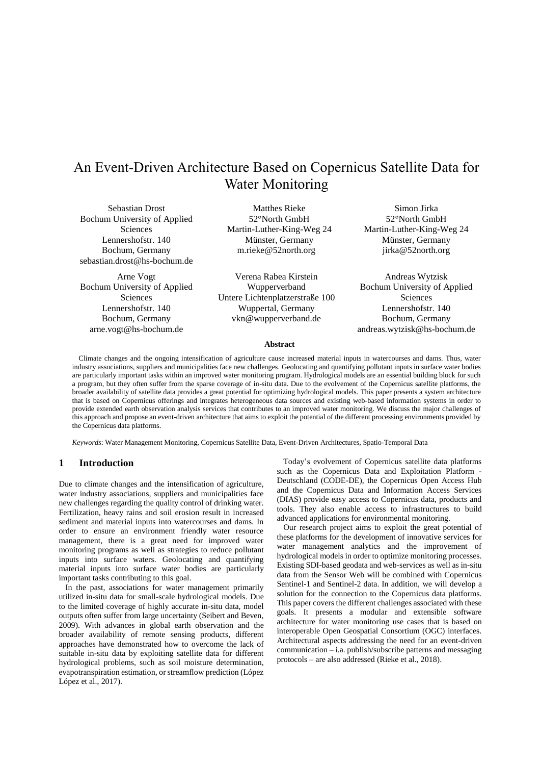# An Event-Driven Architecture Based on Copernicus Satellite Data for Water Monitoring

Sebastian Drost
Bochum University of Applied Sciences
Lennershofstr. 140
Bochum, Germany
sebastian.drost@hs-bochum.de

Matthes Rieke
52°North GmbH
Martin-Luther-King-Weg 24
Münster, Germany
m.rieke@52north.org

Simon Jirka
52°North GmbH
Martin-Luther-King-Weg 24
Münster, Germany
jirka@52north.org

Arne Vogt
Bochum University of Applied Sciences
Lennershofstr. 140
Bochum, Germany
arne.vogt@hs-bochum.de

Verena Rabea Kirstein
Wupperverband
Untere Lichtenplatzerstraße 100
Wuppertal, Germany
vkn@wupperverband.de

Andreas Wytzisk
Bochum University of Applied Sciences
Lennershofstr. 140
Bochum, Germany
andreas.wytzisk@hs-bochum.de

**Abstract**

Climate changes and the ongoing intensification of agriculture cause increased material inputs in watercourses and dams. Thus, water industry associations, suppliers and municipalities face new challenges. Geolocating and quantifying pollutant inputs in surface water bodies are particularly important tasks within an improved water monitoring program. Hydrological models are an essential building block for such a program, but they often suffer from the sparse coverage of in-situ data. Due to the evolvement of the Copernicus satellite platforms, the broader availability of satellite data provides a great potential for optimizing hydrological models. This paper presents a system architecture that is based on Copernicus offerings and integrates heterogeneous data sources and existing web-based information systems in order to provide extended earth observation analysis services that contributes to an improved water monitoring. We discuss the major challenges of this approach and propose an event-driven architecture that aims to exploit the potential of the different processing environments provided by the Copernicus data platforms.

*Keywords*: Water Management Monitoring, Copernicus Satellite Data, Event-Driven Architectures, Spatio-Temporal Data

## 1 Introduction

Due to climate changes and the intensification of agriculture, water industry associations, suppliers and municipalities face new challenges regarding the quality control of drinking water. Fertilization, heavy rains and soil erosion result in increased sediment and material inputs into watercourses and dams. In order to ensure an environment friendly water resource management, there is a great need for improved water monitoring programs as well as strategies to reduce pollutant inputs into surface waters. Geolocating and quantifying material inputs into surface water bodies are particularly important tasks contributing to this goal.

In the past, associations for water management primarily utilized in-situ data for small-scale hydrological models. Due to the limited coverage of highly accurate in-situ data, model outputs often suffer from large uncertainty (Seibert and Beven, 2009). With advances in global earth observation and the broader availability of remote sensing products, different approaches have demonstrated how to overcome the lack of suitable in-situ data by exploiting satellite data for different hydrological problems, such as soil moisture determination, evapotranspiration estimation, or streamflow prediction (López López et al., 2017).

Today's evolvement of Copernicus satellite data platforms such as the Copernicus Data and Exploitation Platform - Deutschland (CODE-DE), the Copernicus Open Access Hub and the Copernicus Data and Information Access Services (DIAS) provide easy access to Copernicus data, products and tools. They also enable access to infrastructures to build advanced applications for environmental monitoring.

Our research project aims to exploit the great potential of these platforms for the development of innovative services for water management analytics and the improvement of hydrological models in order to optimize monitoring processes. Existing SDI-based geodata and web-services as well as in-situ data from the Sensor Web will be combined with Copernicus Sentinel-1 and Sentinel-2 data. In addition, we will develop a solution for the connection to the Copernicus data platforms. This paper covers the different challenges associated with these goals. It presents a modular and extensible software architecture for water monitoring use cases that is based on interoperable Open Geospatial Consortium (OGC) interfaces. Architectural aspects addressing the need for an event-driven communication – i.a. publish/subscribe patterns and messaging protocols – are also addressed (Rieke et al., 2018).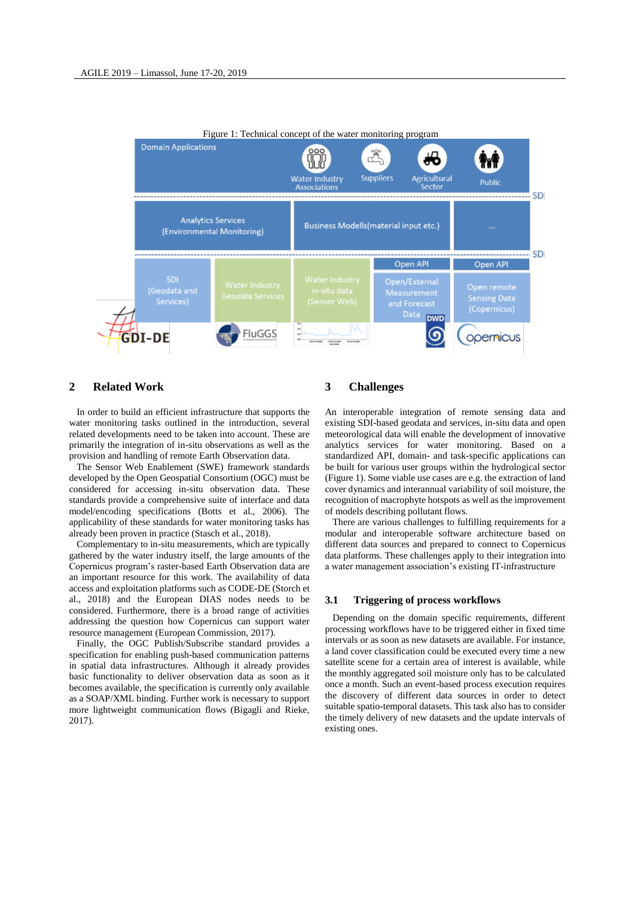Figure 1: Technical concept of the water monitoring program

## 2 Related Work

In order to build an efficient infrastructure that supports the water monitoring tasks outlined in the introduction, several related developments need to be taken into account. These are primarily the integration of in-situ observations as well as the provision and handling of remote Earth Observation data.

The Sensor Web Enablement (SWE) framework standards developed by the Open Geospatial Consortium (OGC) must be considered for accessing in-situ observation data. These standards provide a comprehensive suite of interface and data model/encoding specifications (Botts et al., 2006). The applicability of these standards for water monitoring tasks has already been proven in practice (Stasch et al., 2018).

Complementary to in-situ measurements, which are typically gathered by the water industry itself, the large amounts of the Copernicus program's raster-based Earth Observation data are an important resource for this work. The availability of data access and exploitation platforms such as CODE-DE (Storch et al., 2018) and the European DIAS nodes needs to be considered. Furthermore, there is a broad range of activities addressing the question how Copernicus can support water resource management (European Commission, 2017).

Finally, the OGC Publish/Subscribe standard provides a specification for enabling push-based communication patterns in spatial data infrastructures. Although it already provides basic functionality to deliver observation data as soon as it becomes available, the specification is currently only available as a SOAP/XML binding. Further work is necessary to support more lightweight communication flows (Bigagli and Rieke, 2017).

## 3 Challenges

An interoperable integration of remote sensing data and existing SDI-based geodata and services, in-situ data and open meteorological data will enable the development of innovative analytics services for water monitoring. Based on a standardized API, domain- and task-specific applications can be built for various user groups within the hydrological sector (Figure 1). Some viable use cases are e.g. the extraction of land cover dynamics and interannual variability of soil moisture, the recognition of macrophyte hotspots as well as the improvement of models describing pollutant flows.

There are various challenges to fulfilling requirements for a modular and interoperable software architecture based on different data sources and prepared to connect to Copernicus data platforms. These challenges apply to their integration into a water management association's existing IT-infrastructure

### 3.1 Triggering of process workflows

Depending on the domain specific requirements, different processing workflows have to be triggered either in fixed time intervals or as soon as new datasets are available. For instance, a land cover classification could be executed every time a new satellite scene for a certain area of interest is available, while the monthly aggregated soil moisture only has to be calculated once a month. Such an event-based process execution requires the discovery of different data sources in order to detect suitable spatio-temporal datasets. This task also has to consider the timely delivery of new datasets and the update intervals of existing ones.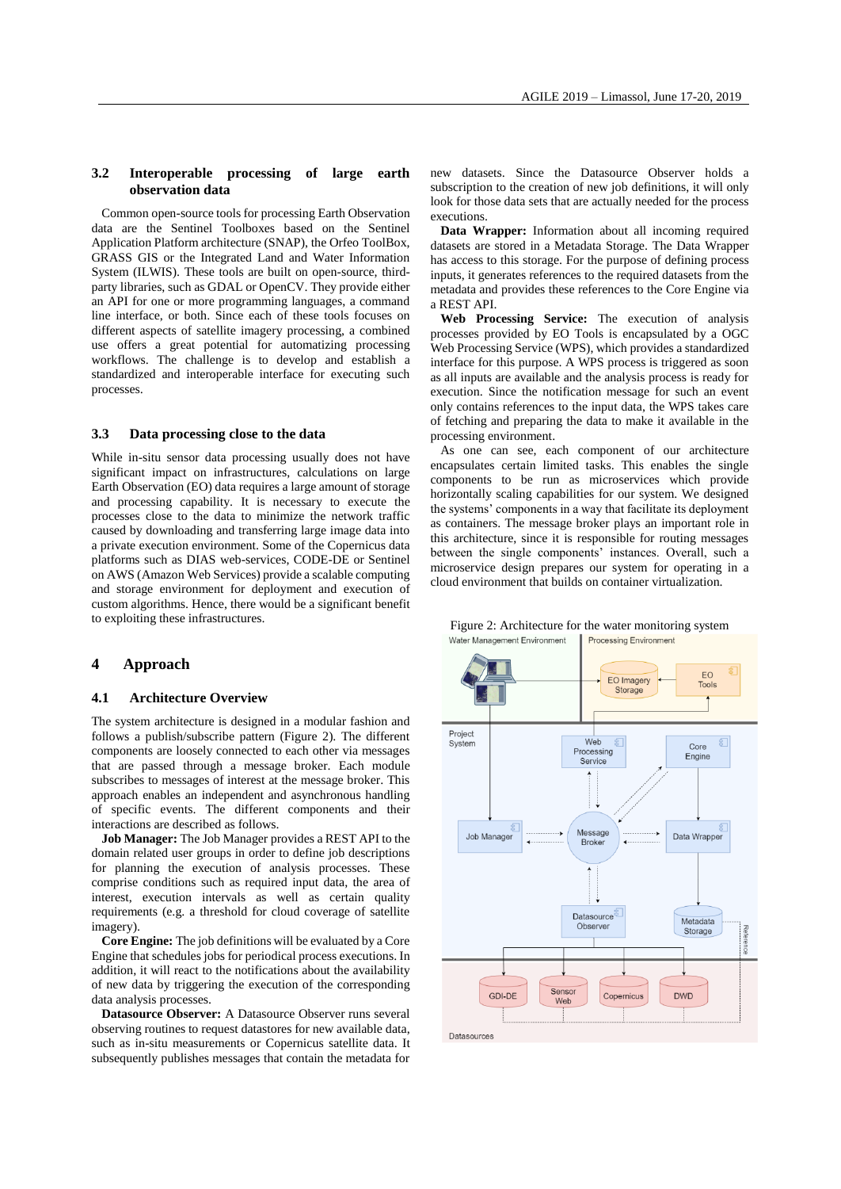### 3.2 Interoperable processing of large earth observation data

Common open-source tools for processing Earth Observation data are the Sentinel Toolboxes based on the Sentinel Application Platform architecture (SNAP), the Orfeo ToolBox, GRASS GIS or the Integrated Land and Water Information System (ILWIS). These tools are built on open-source, third-party libraries, such as GDAL or OpenCV. They provide either an API for one or more programming languages, a command line interface, or both. Since each of these tools focuses on different aspects of satellite imagery processing, a combined use offers a great potential for automatizing processing workflows. The challenge is to develop and establish a standardized and interoperable interface for executing such processes.

### 3.3 Data processing close to the data

While in-situ sensor data processing usually does not have significant impact on infrastructures, calculations on large Earth Observation (EO) data requires a large amount of storage and processing capability. It is necessary to execute the processes close to the data to minimize the network traffic caused by downloading and transferring large image data into a private execution environment. Some of the Copernicus data platforms such as DIAS web-services, CODE-DE or Sentinel on AWS (Amazon Web Services) provide a scalable computing and storage environment for deployment and execution of custom algorithms. Hence, there would be a significant benefit to exploiting these infrastructures.

## 4 Approach

### 4.1 Architecture Overview

The system architecture is designed in a modular fashion and follows a publish/subscribe pattern (Figure 2). The different components are loosely connected to each other via messages that are passed through a message broker. Each module subscribes to messages of interest at the message broker. This approach enables an independent and asynchronous handling of specific events. The different components and their interactions are described as follows.

**Job Manager:** The Job Manager provides a REST API to the domain related user groups in order to define job descriptions for planning the execution of analysis processes. These comprise conditions such as required input data, the area of interest, execution intervals as well as certain quality requirements (e.g. a threshold for cloud coverage of satellite imagery).

**Core Engine:** The job definition will be evaluated by a Core Engine that schedules jobs for periodical process executions. In addition, it will react to the notifications about the availability of new data by triggering the execution of the corresponding data analysis processes.

**Datasource Observer:** A Datasource Observer runs several observing routines to request datastores for new available data, such as in-situ measurements or Copernicus satellite data. It subsequently publishes messages that contain the metadata for new datasets. Since the Datasource Observer holds a subscription to the creation of new job definitions, it will only look for those data sets that are actually needed for the process executions.

**Data Wrapper:** Information about all incoming required datasets are stored in a Metadata Storage. The Data Wrapper has access to this storage. For the purpose of defining process inputs, it generates references to the required datasets from the metadata and provides these references to the Core Engine via a REST API.

**Web Processing Service:** The execution of analysis processes provided by EO Tools is encapsulated by a OGC Web Processing Service (WPS), which provides a standardized interface for this purpose. A WPS process is triggered as soon as all inputs are available and the analysis process is ready for execution. Since the notification message for such an event only contains references to the input data, the WPS takes care of fetching and preparing the data to make it available in the processing environment.

As one can see, each component of our architecture encapsulates certain limited tasks. This enables the single components to be run as microservices which provide horizontally scaling capabilities for our system. We designed the systems' components in a way that facilitate its deployment as containers. The message broker plays an important role in this architecture, since it is responsible for routing messages between the single components' instances. Overall, such a microservice design prepares our system for operating in a cloud environment that builds on container virtualization.

Figure 2: Architecture for the water monitoring system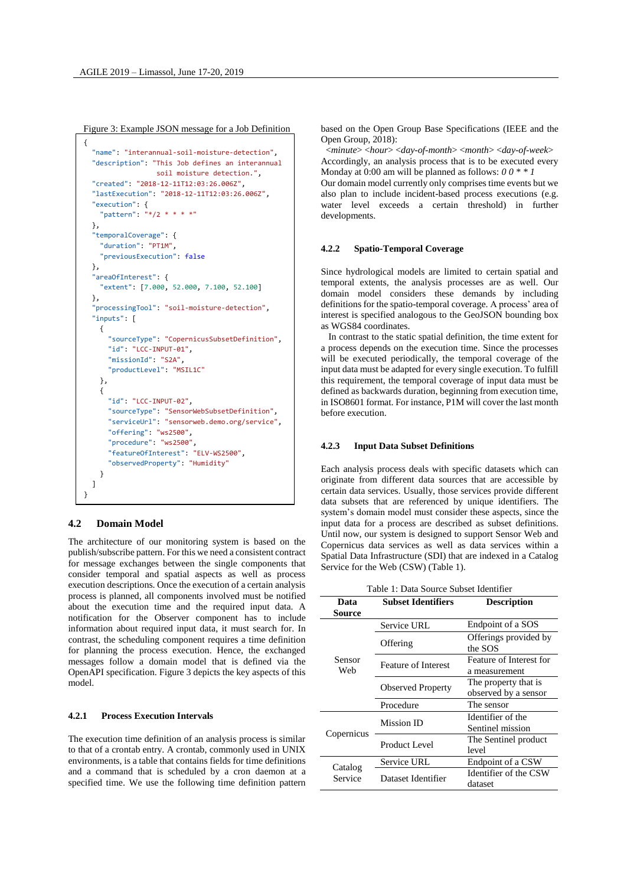Figure 3: Example JSON message for a Job Definition

```
{
  "name": "interannual-soil-moisture-detection",
  "description": "This Job defines an interannual
              soil moisture detection.",
  "created": "2018-12-11T12:03:26.006Z",
  "lastExecution": "2018-12-11T12:03:26.006Z",
  "execution": {
    "pattern": "*/2 * * * *"
  },
  "temporalCoverage": {
    "duration": "PT1M",
    "previousExecution": false
  },
  "areaOfInterest": {
    "extent": [7.000, 52.000, 7.100, 52.100]
  },
  "processingTool": "soil-moisture-detection",
  "inputs": [
    {
      "sourceType": "CopernicusSubsetDefinition",
      "id": "LCC-INPUT-01",
      "missionId": "S2A",
      "productLevel": "MSIL1C"
    },
    {
      "id": "LCC-INPUT-02",
      "sourceType": "SensorWebSubsetDefinition",
      "serviceUrl": "sensorweb.demo.org/service",
      "offering": "ws2500",
      "procedure": "ws2500",
      "featureOfInterest": "ELV-WS2500",
      "observedProperty": "Humidity"
    }
  ]
}
```

## 4.2 Domain Model

The architecture of our monitoring system is based on the publish/subscribe pattern. For this we need a consistent contract for message exchanges between the single components that consider temporal and spatial aspects as well as process execution descriptions. Once the execution of a certain analysis process is planned, all components involved must be notified about the execution time and the required input data. A notification for the Observer component has to include information about required input data, it must search for. In contrast, the scheduling component requires a time definition for planning the process execution. Hence, the exchanged messages follow a domain model that is defined via the OpenAPI specification. Figure 3 depicts the key aspects of this model.

### 4.2.1 Process Execution Intervals

The execution time definition of an analysis process is similar to that of a crontab entry. A crontab, commonly used in UNIX environments, is a table that contains fields for time definitions and a command that is scheduled by a cron daemon at a specified time. We use the following time definition pattern based on the Open Group Base Specifications (IEEE and the Open Group, 2018):

*<minute> <hour> <day-of-month> <month> <day-of-week>*

Accordingly, an analysis process that is to be executed every Monday at 0:00 am will be planned as follows: *0 0 * * 1*

Our domain model currently only comprises time events but we also plan to include incident-based process executions (e.g. water level exceeds a certain threshold) in further developments.

### 4.2.2 Spatio-Temporal Coverage

Since hydrological models are limited to certain spatial and temporal extents, the analysis processes are as well. Our domain model considers these demands by including definitions for the spatio-temporal coverage. A process' area of interest is specified analogous to the GeoJSON bounding box as WGS84 coordinates.

In contrast to the static spatial definition, the time extent for a process depends on the execution time. Since the processes will be executed periodically, the temporal coverage of the input data must be adapted for every single execution. To fulfill this requirement, the temporal coverage of input data must be defined as backwards duration, beginning from execution time, in ISO8601 format. For instance, P1M will cover the last month before execution.

### 4.2.3 Input Data Subset Definitions

Each analysis process deals with specific datasets which can originate from different data sources that are accessible by certain data services. Usually, those services provide different data subsets that are referenced by unique identifiers. The system's domain model must consider these aspects, since the input data for a process are described as subset definitions. Until now, our system is designed to support Sensor Web and Copernicus data services as well as data services within a Spatial Data Infrastructure (SDI) that are indexed in a Catalog Service for the Web (CSW) (Table 1).

Table 1: Data Source Subset Identifier

| Data Source | Subset Identifiers | Description |
|---|---|---|
| Sensor Web | Service URL | Endpoint of a SOS |
| | Offering | Offerings provided by the SOS |
| | Feature of Interest | Feature of Interest for a measurement |
| | Observed Property | The property that is observed by a sensor |
| | Procedure | The sensor |
| Copernicus | Mission ID | Identifier of the Sentinel mission |
| | Product Level | The Sentinel product level |
| Catalog Service | Service URL | Endpoint of a CSW |
| | Dataset Identifier | Identifier of the CSW dataset |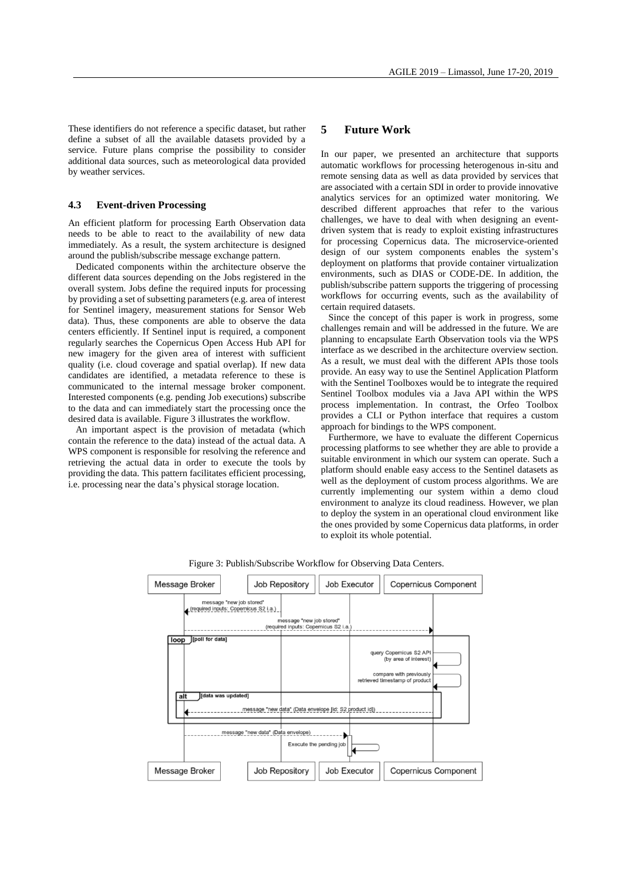These identifiers do not reference a specific dataset, but rather define a subset of all the available datasets provided by a service. Future plans comprise the possibility to consider additional data sources, such as meteorological data provided by weather services.

### 4.3 Event-driven Processing

An efficient platform for processing Earth Observation data needs to be able to react to the availability of new data immediately. As a result, the system architecture is designed around the publish/subscribe message exchange pattern.

Dedicated components within the architecture observe the different data sources depending on the Jobs registered in the overall system. Jobs define the required inputs for processing by providing a set of subsetting parameters (e.g. area of interest for Sentinel imagery, measurement stations for Sensor Web data). Thus, these components are able to observe the data centers efficiently. If Sentinel input is required, a component regularly searches the Copernicus Open Access Hub API for new imagery for the given area of interest with sufficient quality (i.e. cloud coverage and spatial overlap). If new data candidates are identified, a metadata reference to these is communicated to the internal message broker component. Interested components (e.g. pending Job executions) subscribe to the data and can immediately start the processing once the desired data is available. Figure 3 illustrates the workflow.

An important aspect is the provision of metadata (which contain the reference to the data) instead of the actual data. A WPS component is responsible for resolving the reference and retrieving the actual data in order to execute the tools by providing the data. This pattern facilitates efficient processing, i.e. processing near the data's physical storage location.

## 5 Future Work

In our paper, we presented an architecture that supports automatic workflows for processing heterogenous in-situ and remote sensing data as well as data provided by services that are associated with a certain SDI in order to provide innovative analytics services for an optimized water monitoring. We described different approaches that refer to the various challenges, we have to deal with when designing an event-driven system that is ready to exploit existing infrastructures for processing Copernicus data. The microservice-oriented design of our system components enables the system's deployment on platforms that provide container virtualization environments, such as DIAS or CODE-DE. In addition, the publish/subscribe pattern supports the triggering of processing workflows for occurring events, such as the availability of certain required datasets.

Since the concept of this paper is work in progress, some challenges remain and will be addressed in the future. We are planning to encapsulate Earth Observation tools via the WPS interface as we described in the architecture overview section. As a result, we must deal with the different APIs those tools provide. An easy way to use the Sentinel Application Platform with the Sentinel Toolboxes would be to integrate the required Sentinel Toolbox modules via a Java API within the WPS process implementation. In contrast, the Orfeo Toolbox provides a CLI or Python interface that requires a custom approach for bindings to the WPS component.

Furthermore, we have to evaluate the different Copernicus processing platforms to see whether they are able to provide a suitable environment in which our system can operate. Such a platform should enable easy access to the Sentinel datasets as well as the deployment of custom process algorithms. We are currently implementing our system within a demo cloud environment to analyze its cloud readiness. However, we plan to deploy the system in an operational cloud environment like the ones provided by some Copernicus data platforms, in order to exploit its whole potential.

Figure 3: Publish/Subscribe Workflow for Observing Data Centers.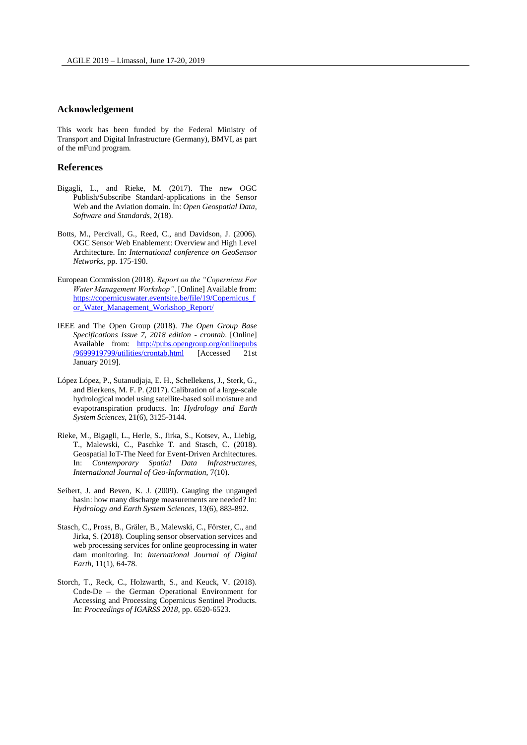## Acknowledgement

This work has been funded by the Federal Ministry of Transport and Digital Infrastructure (Germany), BMVI, as part of the mFund program.

## References

Bigagli, L., and Rieke, M. (2017). The new OGC Publish/Subscribe Standard-applications in the Sensor Web and the Aviation domain. In: *Open Geospatial Data, Software and Standards*, 2(18).

Botts, M., Percivall, G., Reed, C., and Davidson, J. (2006). OGC Sensor Web Enablement: Overview and High Level Architecture. In: *International conference on GeoSensor Networks*, pp. 175-190.

European Commission (2018). *Report on the "Copernicus For Water Management Workshop"*. [Online] Available from: https://copernicuswater.eventsite.be/file/19/Copernicus_for_Water_Management_Workshop_Report/

IEEE and The Open Group (2018). *The Open Group Base Specifications Issue 7, 2018 edition - crontab*. [Online] Available from: http://pubs.opengroup.org/onlinepubs/9699919799/utilities/crontab.html [Accessed 21st January 2019].

López López, P., Sutanudjaja, E. H., Schellekens, J., Sterk, G., and Bierkens, M. F. P. (2017). Calibration of a large-scale hydrological model using satellite-based soil moisture and evapotranspiration products. In: *Hydrology and Earth System Sciences*, 21(6), 3125-3144.

Rieke, M., Bigagli, L., Herle, S., Jirka, S., Kotsev, A., Liebig, T., Malewski, C., Paschke T. and Stasch, C. (2018). Geospatial IoT-The Need for Event-Driven Architectures. In: *Contemporary Spatial Data Infrastructures, International Journal of Geo-Information*, 7(10).

Seibert, J. and Beven, K. J. (2009). Gauging the ungauged basin: how many discharge measurements are needed? In: *Hydrology and Earth System Sciences*, 13(6), 883-892.

Stasch, C., Pross, B., Gräler, B., Malewski, C., Förster, C., and Jirka, S. (2018). Coupling sensor observation services and web processing services for online geoprocessing in water dam monitoring. In: *International Journal of Digital Earth*, 11(1), 64-78.

Storch, T., Reck, C., Holzwarth, S., and Keuck, V. (2018). Code-De – the German Operational Environment for Accessing and Processing Copernicus Sentinel Products. In: *Proceedings of IGARSS 2018*, pp. 6520-6523.